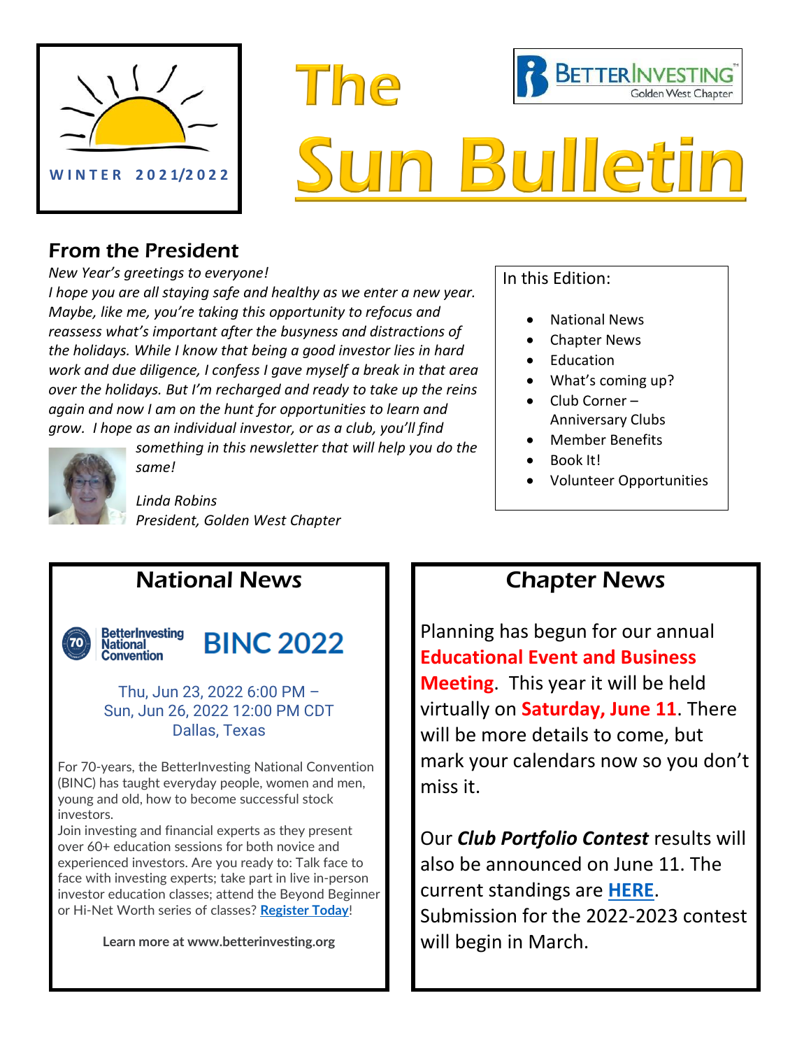WINTER 2021/2022

# The Sun Bulletin

BetterInvesting Golden West Chapter

## From the President

*New Year's greetings to everyone!*

*I hope you are all staying safe and healthy as we enter a new year. Maybe, like me, you're taking this opportunity to refocus and reassess what's important after the busyness and distractions of the holidays. While I know that being a good investor lies in hard work and due diligence, I confess I gave myself a break in that area over the holidays. But I'm recharged and ready to take up the reins again and now I am on the hunt for opportunities to learn and grow. I hope as an individual investor, or as a club, you'll find something in this newsletter that will help you do the same!*

*Linda Robins*
*President, Golden West Chapter*

In this Edition:

- National News
- Chapter News
- Education
- What's coming up?
- Club Corner – Anniversary Clubs
- Member Benefits
- Book It!
- Volunteer Opportunities

## National News

BetterInvesting National Convention **BINC 2022**

Thu, Jun 23, 2022 6:00 PM – Sun, Jun 26, 2022 12:00 PM CDT
Dallas, Texas

For 70-years, the BetterInvesting National Convention (BINC) has taught everyday people, women and men, young and old, how to become successful stock investors.
Join investing and financial experts as they present over 60+ education sessions for both novice and experienced investors. Are you ready to: Talk face to face with investing experts; take part in live in-person investor education classes; attend the Beyond Beginner or Hi-Net Worth series of classes? **Register Today**!

**Learn more at www.betterinvesting.org**

## Chapter News

Planning has begun for our annual **Educational Event and Business Meeting**. This year it will be held virtually on **Saturday, June 11**. There will be more details to come, but mark your calendars now so you don't miss it.

Our ***Club Portfolio Contest*** results will also be announced on June 11. The current standings are **HERE**. Submission for the 2022-2023 contest will begin in March.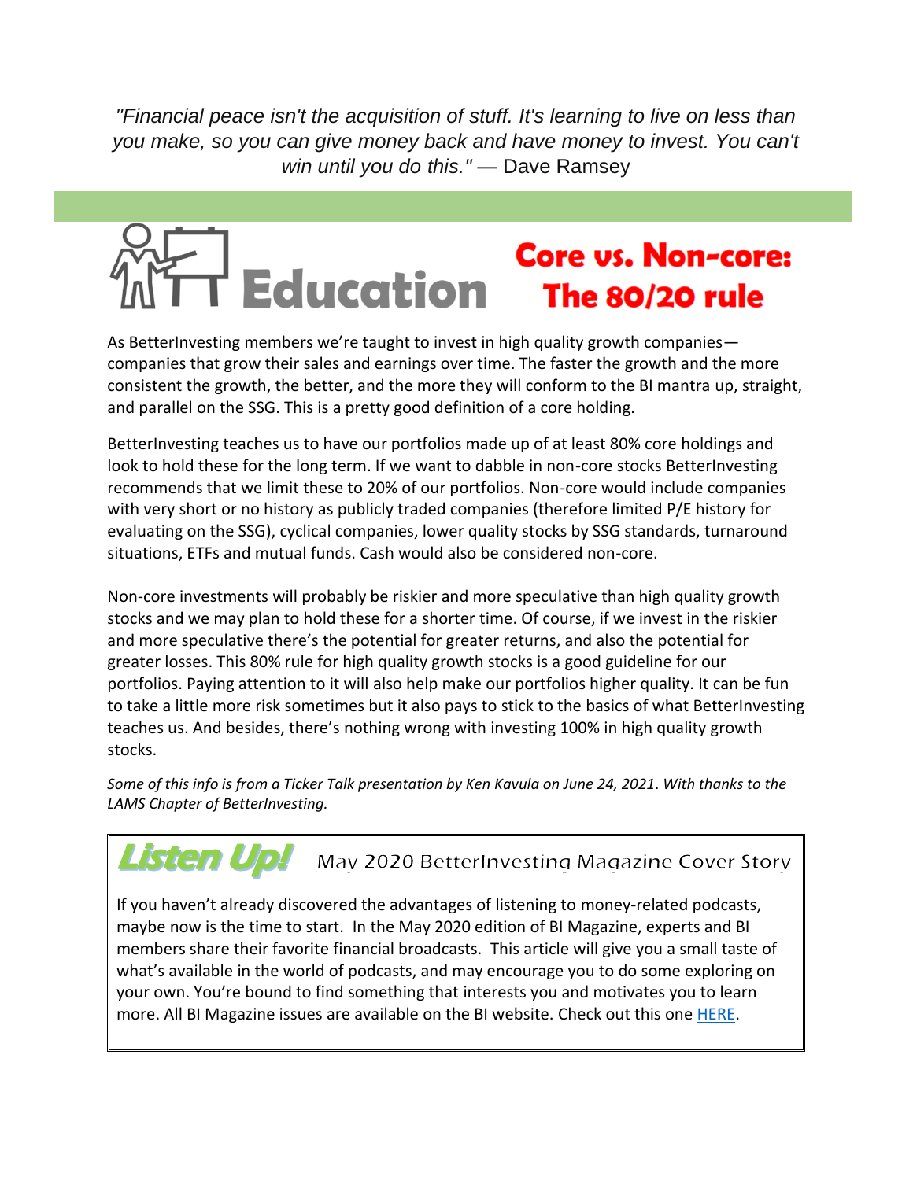*"Financial peace isn't the acquisition of stuff. It's learning to live on less than you make, so you can give money back and have money to invest. You can't win until you do this."* — Dave Ramsey

# Education

## Core vs. Non-core: The 80/20 rule

As BetterInvesting members we're taught to invest in high quality growth companies—companies that grow their sales and earnings over time. The faster the growth and the more consistent the growth, the better, and the more they will conform to the BI mantra up, straight, and parallel on the SSG. This is a pretty good definition of a core holding.

BetterInvesting teaches us to have our portfolios made up of at least 80% core holdings and look to hold these for the long term. If we want to dabble in non-core stocks BetterInvesting recommends that we limit these to 20% of our portfolios. Non-core would include companies with very short or no history as publicly traded companies (therefore limited P/E history for evaluating on the SSG), cyclical companies, lower quality stocks by SSG standards, turnaround situations, ETFs and mutual funds. Cash would also be considered non-core.

Non-core investments will probably be riskier and more speculative than high quality growth stocks and we may plan to hold these for a shorter time. Of course, if we invest in the riskier and more speculative there's the potential for greater returns, and also the potential for greater losses. This 80% rule for high quality growth stocks is a good guideline for our portfolios. Paying attention to it will also help make our portfolios higher quality. It can be fun to take a little more risk sometimes but it also pays to stick to the basics of what BetterInvesting teaches us. And besides, there's nothing wrong with investing 100% in high quality growth stocks.

*Some of this info is from a Ticker Talk presentation by Ken Kavula on June 24, 2021. With thanks to the LAMS Chapter of BetterInvesting.*

## Listen Up! May 2020 BetterInvesting Magazine Cover Story

If you haven't already discovered the advantages of listening to money-related podcasts, maybe now is the time to start. In the May 2020 edition of BI Magazine, experts and BI members share their favorite financial broadcasts. This article will give you a small taste of what's available in the world of podcasts, and may encourage you to do some exploring on your own. You're bound to find something that interests you and motivates you to learn more. All BI Magazine issues are available on the BI website. Check out this one HERE.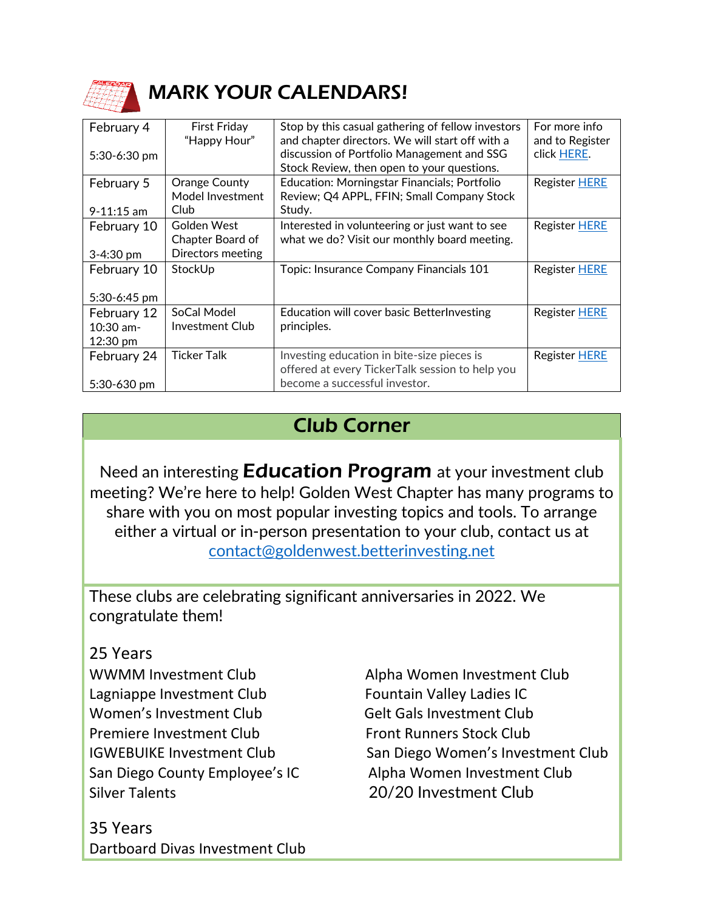# MARK YOUR CALENDARS!

| Date | Event | Description | Info |
|---|---|---|---|
| February 4<br>5:30-6:30 pm | First Friday "Happy Hour" | Stop by this casual gathering of fellow investors and chapter directors. We will start off with a discussion of Portfolio Management and SSG Stock Review, then open to your questions. | For more info and to Register click HERE. |
| February 5<br>9-11:15 am | Orange County Model Investment Club | Education: Morningstar Financials; Portfolio Review; Q4 APPL, FFIN; Small Company Stock Study. | Register HERE |
| February 10<br>3-4:30 pm | Golden West Chapter Board of Directors meeting | Interested in volunteering or just want to see what we do? Visit our monthly board meeting. | Register HERE |
| February 10<br>5:30-6:45 pm | StockUp | Topic: Insurance Company Financials 101 | Register HERE |
| February 12<br>10:30 am-12:30 pm | SoCal Model Investment Club | Education will cover basic BetterInvesting principles. | Register HERE |
| February 24<br>5:30-630 pm | Ticker Talk | Investing education in bite-size pieces is offered at every TickerTalk session to help you become a successful investor. | Register HERE |

## Club Corner

Need an interesting **Education Program** at your investment club meeting? We're here to help! Golden West Chapter has many programs to share with you on most popular investing topics and tools. To arrange either a virtual or in-person presentation to your club, contact us at contact@goldenwest.betterinvesting.net

These clubs are celebrating significant anniversaries in 2022. We congratulate them!

**25 Years**

- WWMM Investment Club
- Lagniappe Investment Club
- Women's Investment Club
- Premiere Investment Club
- IGWEBUIKE Investment Club
- San Diego County Employee's IC
- Silver Talents
- Alpha Women Investment Club
- Fountain Valley Ladies IC
- Gelt Gals Investment Club
- Front Runners Stock Club
- San Diego Women's Investment Club
- Alpha Women Investment Club
- 20/20 Investment Club

**35 Years**

- Dartboard Divas Investment Club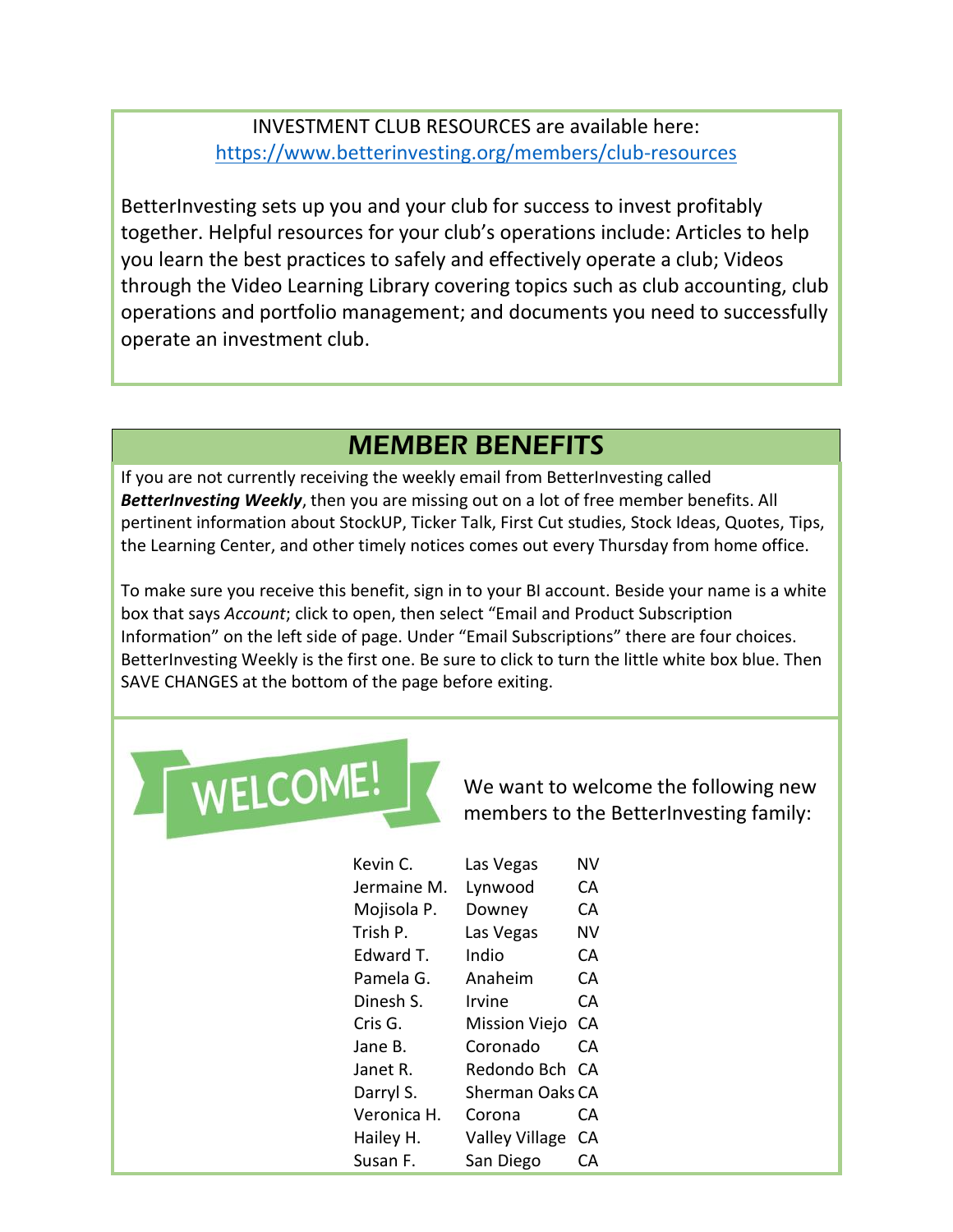INVESTMENT CLUB RESOURCES are available here:
https://www.betterinvesting.org/members/club-resources

BetterInvesting sets up you and your club for success to invest profitably together. Helpful resources for your club's operations include: Articles to help you learn the best practices to safely and effectively operate a club; Videos through the Video Learning Library covering topics such as club accounting, club operations and portfolio management; and documents you need to successfully operate an investment club.

## MEMBER BENEFITS

If you are not currently receiving the weekly email from BetterInvesting called ***BetterInvesting Weekly***, then you are missing out on a lot of free member benefits. All pertinent information about StockUP, Ticker Talk, First Cut studies, Stock Ideas, Quotes, Tips, the Learning Center, and other timely notices comes out every Thursday from home office.

To make sure you receive this benefit, sign in to your BI account. Beside your name is a white box that says *Account*; click to open, then select "Email and Product Subscription Information" on the left side of page. Under "Email Subscriptions" there are four choices. BetterInvesting Weekly is the first one. Be sure to click to turn the little white box blue. Then SAVE CHANGES at the bottom of the page before exiting.

WELCOME!

We want to welcome the following new members to the BetterInvesting family:

| | | |
|---|---|---|
| Kevin C. | Las Vegas | NV |
| Jermaine M. | Lynwood | CA |
| Mojisola P. | Downey | CA |
| Trish P. | Las Vegas | NV |
| Edward T. | Indio | CA |
| Pamela G. | Anaheim | CA |
| Dinesh S. | Irvine | CA |
| Cris G. | Mission Viejo | CA |
| Jane B. | Coronado | CA |
| Janet R. | Redondo Bch | CA |
| Darryl S. | Sherman Oaks | CA |
| Veronica H. | Corona | CA |
| Hailey H. | Valley Village | CA |
| Susan F. | San Diego | CA |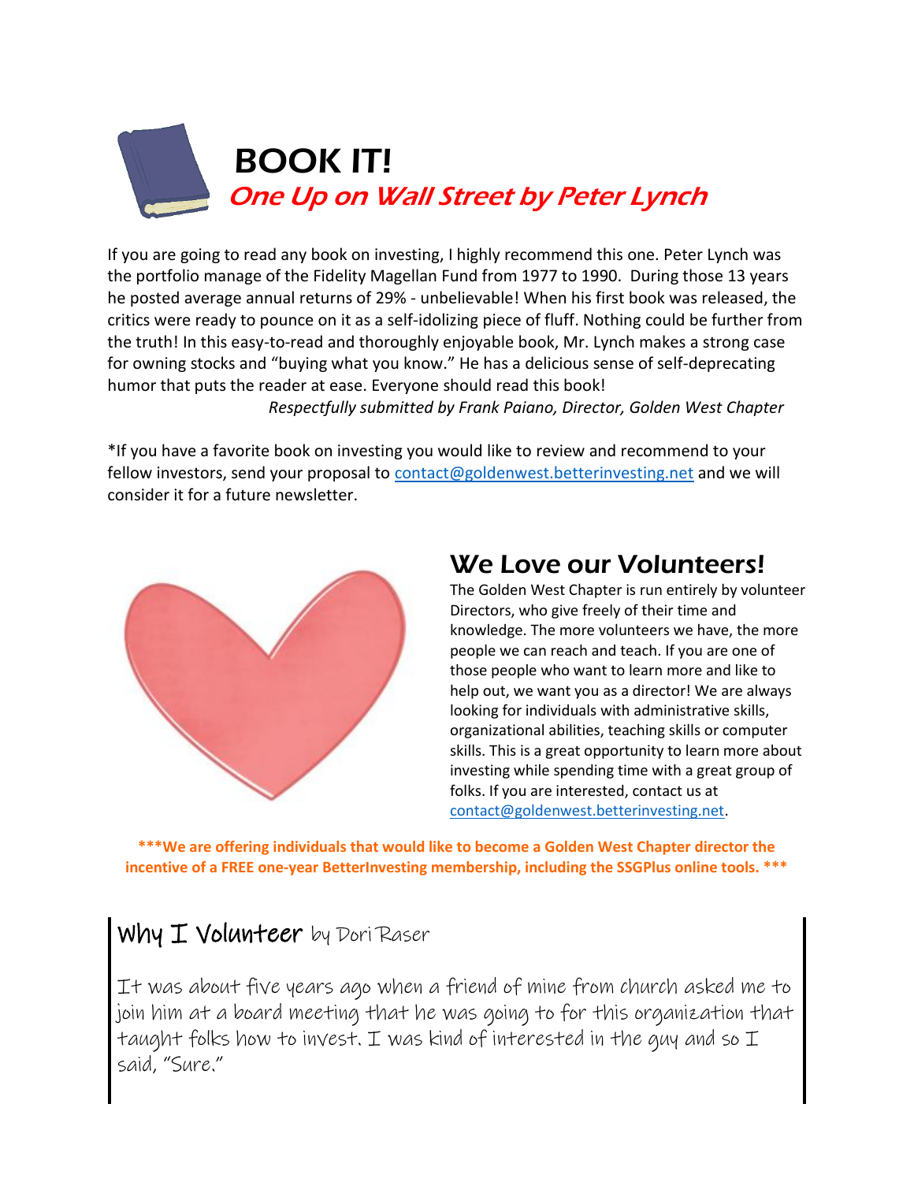# BOOK IT!

## *One Up on Wall Street by Peter Lynch*

If you are going to read any book on investing, I highly recommend this one. Peter Lynch was the portfolio manage of the Fidelity Magellan Fund from 1977 to 1990. During those 13 years he posted average annual returns of 29% - unbelievable! When his first book was released, the critics were ready to pounce on it as a self-idolizing piece of fluff. Nothing could be further from the truth! In this easy-to-read and thoroughly enjoyable book, Mr. Lynch makes a strong case for owning stocks and "buying what you know." He has a delicious sense of self-deprecating humor that puts the reader at ease. Everyone should read this book!

*Respectfully submitted by Frank Paiano, Director, Golden West Chapter*

*If you have a favorite book on investing you would like to review and recommend to your fellow investors, send your proposal to contact@goldenwest.betterinvesting.net and we will consider it for a future newsletter.

## We Love our Volunteers!

The Golden West Chapter is run entirely by volunteer Directors, who give freely of their time and knowledge. The more volunteers we have, the more people we can reach and teach. If you are one of those people who want to learn more and like to help out, we want you as a director! We are always looking for individuals with administrative skills, organizational abilities, teaching skills or computer skills. This is a great opportunity to learn more about investing while spending time with a great group of folks. If you are interested, contact us at contact@goldenwest.betterinvesting.net.

**\*\*\*We are offering individuals that would like to become a Golden West Chapter director the incentive of a FREE one-year BetterInvesting membership, including the SSGPlus online tools. \*\*\***

## Why I Volunteer by Dori Raser

It was about five years ago when a friend of mine from church asked me to join him at a board meeting that he was going to for this organization that taught folks how to invest. I was kind of interested in the guy and so I said, "Sure."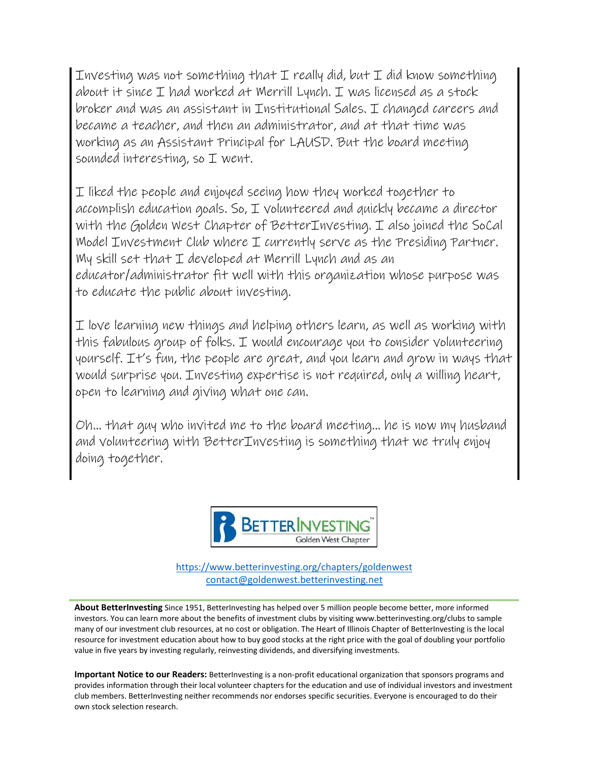Investing was not something that I really did, but I did know something about it since I had worked at Merrill Lynch. I was licensed as a stock broker and was an assistant in Institutional Sales. I changed careers and became a teacher, and then an administrator, and at that time was working as an Assistant Principal for LAUSD. But the board meeting sounded interesting, so I went.

I liked the people and enjoyed seeing how they worked together to accomplish education goals. So, I volunteered and quickly became a director with the Golden West Chapter of BetterInvesting. I also joined the SoCal Model Investment Club where I currently serve as the Presiding Partner. My skill set that I developed at Merrill Lynch and as an educator/administrator fit well with this organization whose purpose was to educate the public about investing.

I love learning new things and helping others learn, as well as working with this fabulous group of folks. I would encourage you to consider volunteering yourself. It's fun, the people are great, and you learn and grow in ways that would surprise you. Investing expertise is not required, only a willing heart, open to learning and giving what one can.

Oh… that guy who invited me to the board meeting… he is now my husband and volunteering with BetterInvesting is something that we truly enjoy doing together.

BETTERINVESTING™ Golden West Chapter

https://www.betterinvesting.org/chapters/goldenwest
contact@goldenwest.betterinvesting.net

**About BetterInvesting** Since 1951, BetterInvesting has helped over 5 million people become better, more informed investors. You can learn more about the benefits of investment clubs by visiting www.betterinvesting.org/clubs to sample many of our investment club resources, at no cost or obligation. The Heart of Illinois Chapter of BetterInvesting is the local resource for investment education about how to buy good stocks at the right price with the goal of doubling your portfolio value in five years by investing regularly, reinvesting dividends, and diversifying investments.

**Important Notice to our Readers:** BetterInvesting is a non-profit educational organization that sponsors programs and provides information through their local volunteer chapters for the education and use of individual investors and investment club members. BetterInvesting neither recommends nor endorses specific securities. Everyone is encouraged to do their own stock selection research.